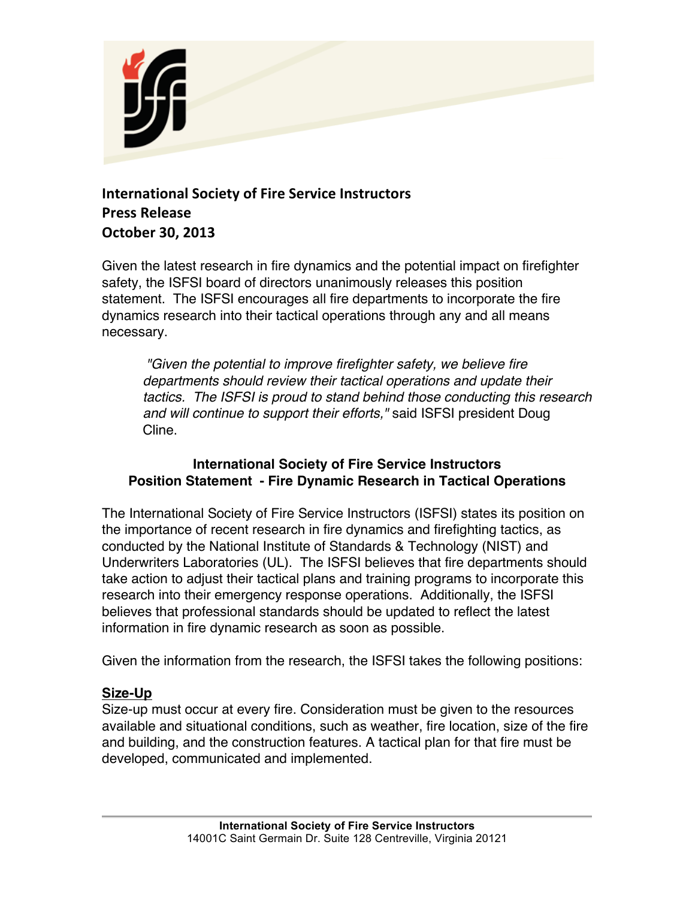**International Society of Fire Service Instructors**
**Press Release**
**October 30, 2013**

Given the latest research in fire dynamics and the potential impact on firefighter safety, the ISFSI board of directors unanimously releases this position statement. The ISFSI encourages all fire departments to incorporate the fire dynamics research into their tactical operations through any and all means necessary.

> *"Given the potential to improve firefighter safety, we believe fire departments should review their tactical operations and update their tactics. The ISFSI is proud to stand behind those conducting this research and will continue to support their efforts,"* said ISFSI president Doug Cline.

## International Society of Fire Service Instructors
## Position Statement - Fire Dynamic Research in Tactical Operations

The International Society of Fire Service Instructors (ISFSI) states its position on the importance of recent research in fire dynamics and firefighting tactics, as conducted by the National Institute of Standards & Technology (NIST) and Underwriters Laboratories (UL). The ISFSI believes that fire departments should take action to adjust their tactical plans and training programs to incorporate this research into their emergency response operations. Additionally, the ISFSI believes that professional standards should be updated to reflect the latest information in fire dynamic research as soon as possible.

Given the information from the research, the ISFSI takes the following positions:

### Size-Up

Size-up must occur at every fire. Consideration must be given to the resources available and situational conditions, such as weather, fire location, size of the fire and building, and the construction features. A tactical plan for that fire must be developed, communicated and implemented.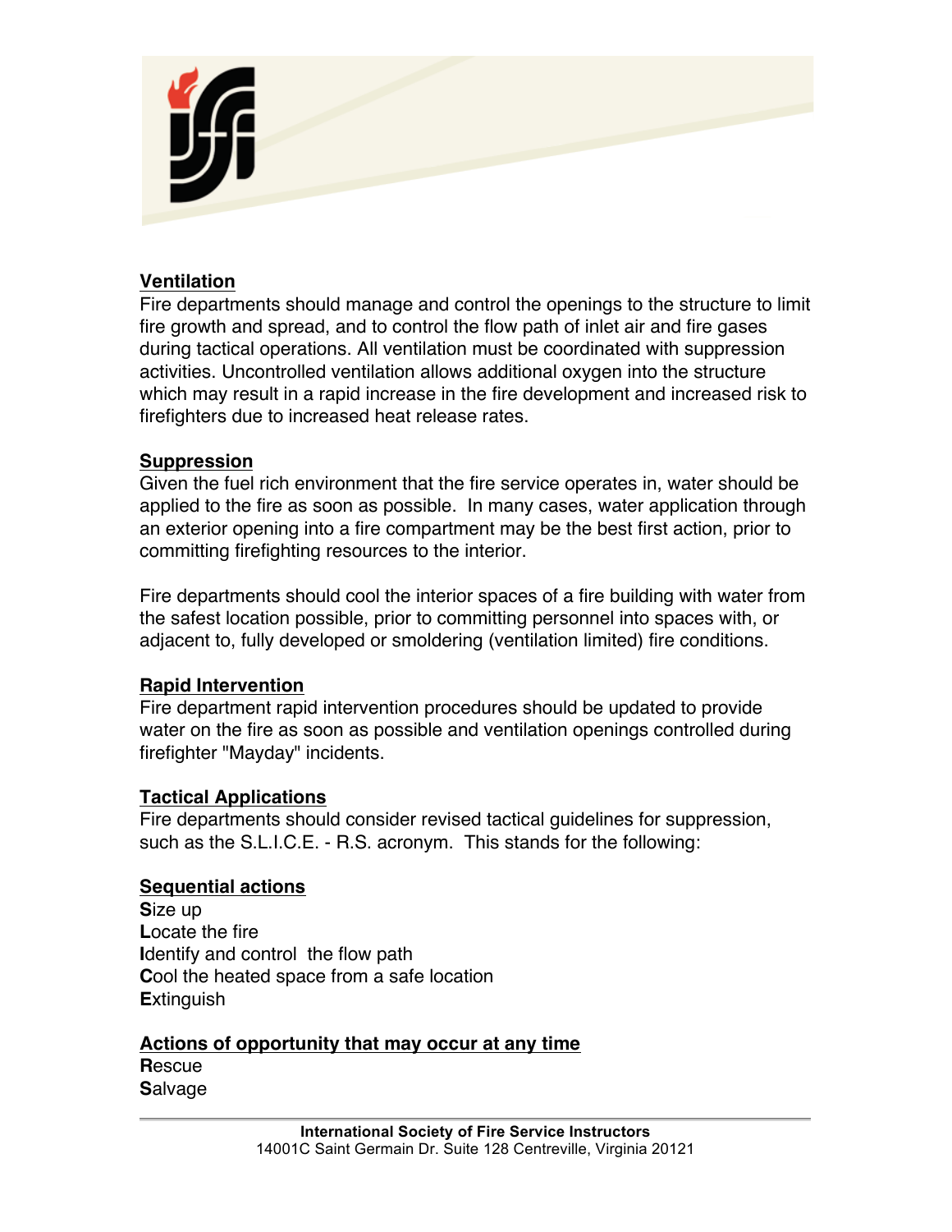## Ventilation

Fire departments should manage and control the openings to the structure to limit fire growth and spread, and to control the flow path of inlet air and fire gases during tactical operations. All ventilation must be coordinated with suppression activities. Uncontrolled ventilation allows additional oxygen into the structure which may result in a rapid increase in the fire development and increased risk to firefighters due to increased heat release rates.

## Suppression

Given the fuel rich environment that the fire service operates in, water should be applied to the fire as soon as possible. In many cases, water application through an exterior opening into a fire compartment may be the best first action, prior to committing firefighting resources to the interior.

Fire departments should cool the interior spaces of a fire building with water from the safest location possible, prior to committing personnel into spaces with, or adjacent to, fully developed or smoldering (ventilation limited) fire conditions.

## Rapid Intervention

Fire department rapid intervention procedures should be updated to provide water on the fire as soon as possible and ventilation openings controlled during firefighter "Mayday" incidents.

## Tactical Applications

Fire departments should consider revised tactical guidelines for suppression, such as the S.L.I.C.E. - R.S. acronym. This stands for the following:

### Sequential actions

**S**ize up
**L**ocate the fire
**I**dentify and control the flow path
**C**ool the heated space from a safe location
**E**xtinguish

### Actions of opportunity that may occur at any time

**R**escue
**S**alvage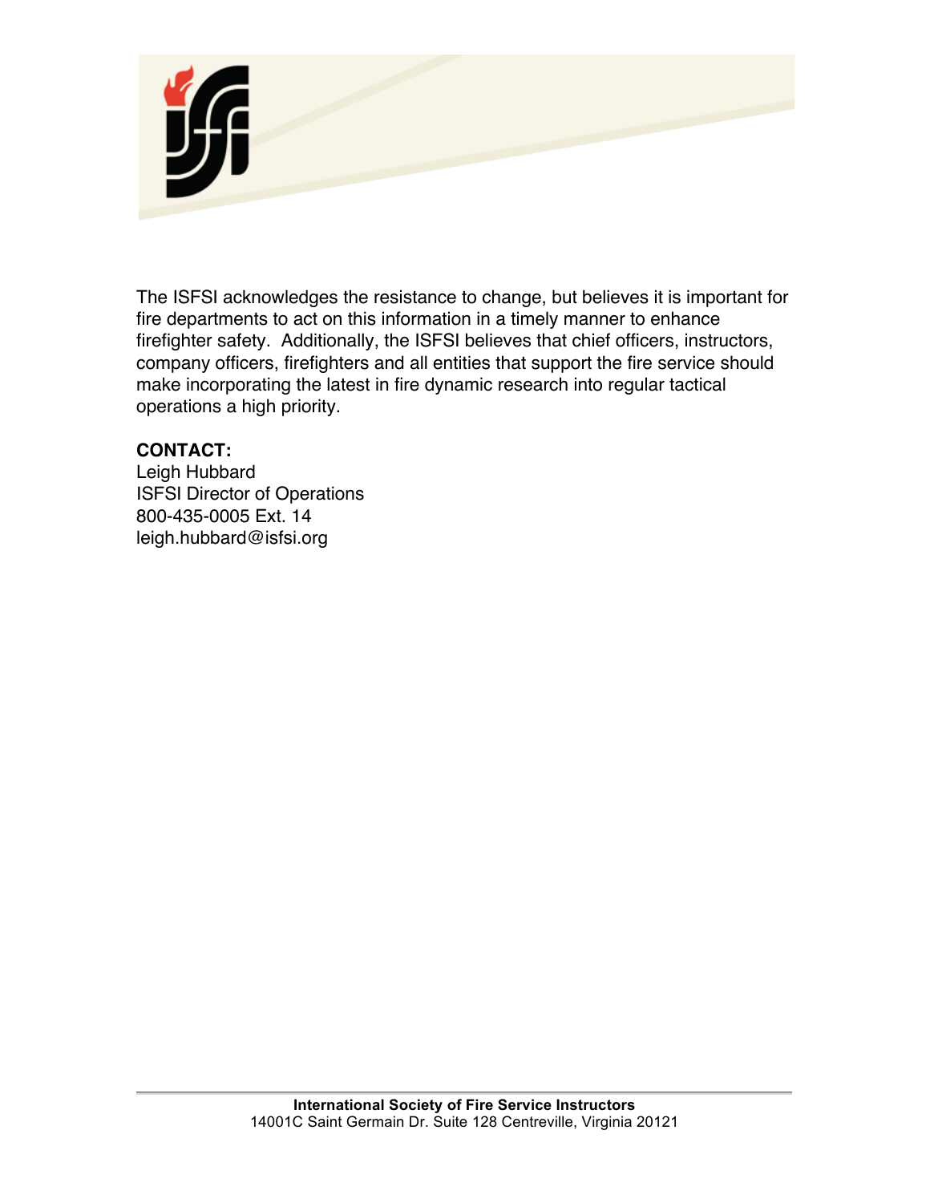The ISFSI acknowledges the resistance to change, but believes it is important for fire departments to act on this information in a timely manner to enhance firefighter safety. Additionally, the ISFSI believes that chief officers, instructors, company officers, firefighters and all entities that support the fire service should make incorporating the latest in fire dynamic research into regular tactical operations a high priority.

**CONTACT:**
Leigh Hubbard
ISFSI Director of Operations
800-435-0005 Ext. 14
leigh.hubbard@isfsi.org